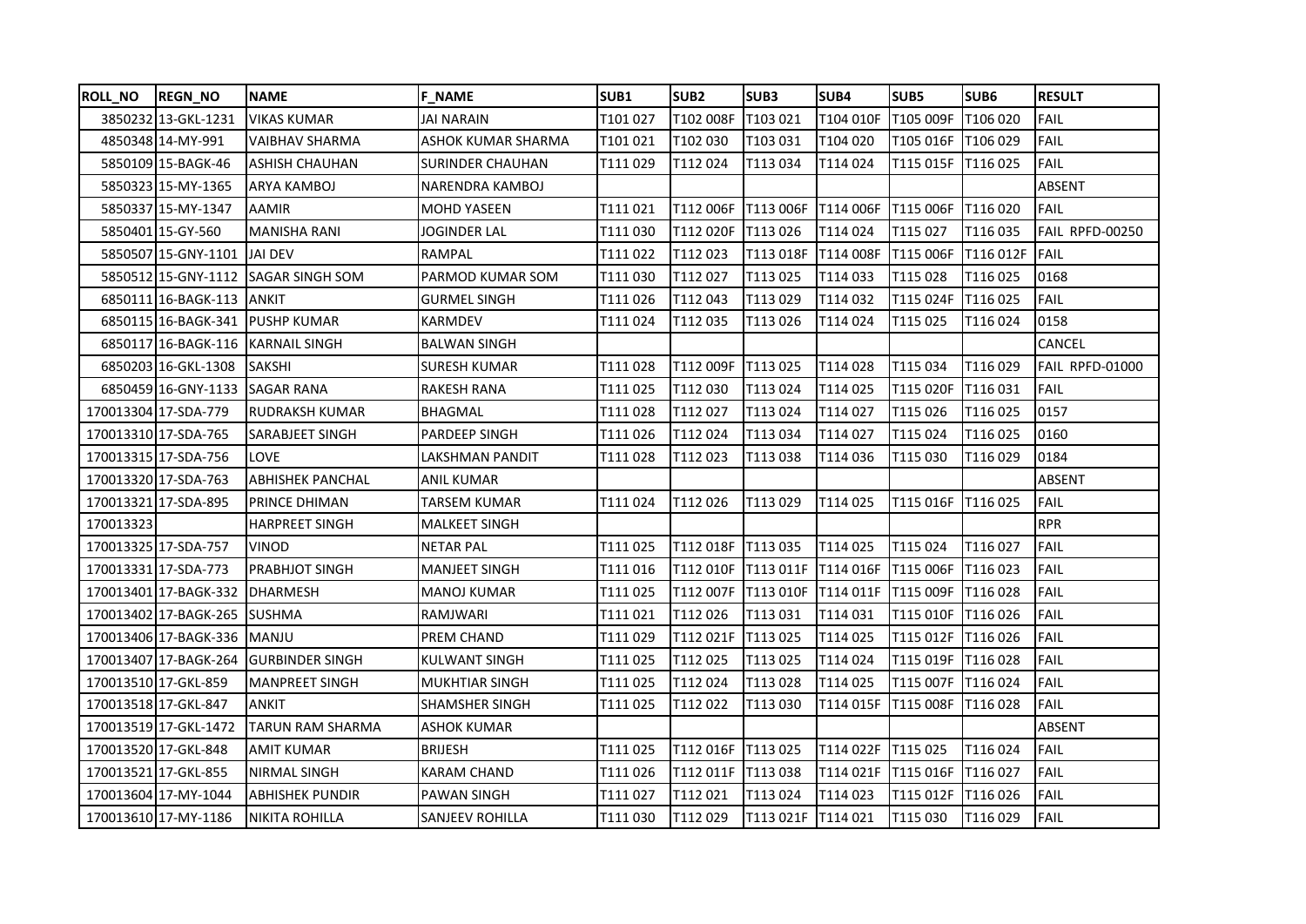| ROLL_NO | REGN_NO | NAME | F_NAME | SUB1 | SUB2 | SUB3 | SUB4 | SUB5 | SUB6 | RESULT |
|---|---|---|---|---|---|---|---|---|---|---|
| 3850232 | 13-GKL-1231 | VIKAS KUMAR | JAI NARAIN | T101 027 | T102 008F | T103 021 | T104 010F | T105 009F | T106 020 | FAIL |
| 4850348 | 14-MY-991 | VAIBHAV SHARMA | ASHOK KUMAR SHARMA | T101 021 | T102 030 | T103 031 | T104 020 | T105 016F | T106 029 | FAIL |
| 5850109 | 15-BAGK-46 | ASHISH CHAUHAN | SURINDER CHAUHAN | T111 029 | T112 024 | T113 034 | T114 024 | T115 015F | T116 025 | FAIL |
| 5850323 | 15-MY-1365 | ARYA KAMBOJ | NARENDRA KAMBOJ | | | | | | | ABSENT |
| 5850337 | 15-MY-1347 | AAMIR | MOHD YASEEN | T111 021 | T112 006F | T113 006F | T114 006F | T115 006F | T116 020 | FAIL |
| 5850401 | 15-GY-560 | MANISHA RANI | JOGINDER LAL | T111 030 | T112 020F | T113 026 | T114 024 | T115 027 | T116 035 | FAIL RPFD-00250 |
| 5850507 | 15-GNY-1101 | JAI DEV | RAMPAL | T111 022 | T112 023 | T113 018F | T114 008F | T115 006F | T116 012F | FAIL |
| 5850512 | 15-GNY-1112 | SAGAR SINGH SOM | PARMOD KUMAR SOM | T111 030 | T112 027 | T113 025 | T114 033 | T115 028 | T116 025 | 0168 |
| 6850111 | 16-BAGK-113 | ANKIT | GURMEL SINGH | T111 026 | T112 043 | T113 029 | T114 032 | T115 024F | T116 025 | FAIL |
| 6850115 | 16-BAGK-341 | PUSHP KUMAR | KARMDEV | T111 024 | T112 035 | T113 026 | T114 024 | T115 025 | T116 024 | 0158 |
| 6850117 | 16-BAGK-116 | KARNAIL SINGH | BALWAN SINGH | | | | | | | CANCEL |
| 6850203 | 16-GKL-1308 | SAKSHI | SURESH KUMAR | T111 028 | T112 009F | T113 025 | T114 028 | T115 034 | T116 029 | FAIL RPFD-01000 |
| 6850459 | 16-GNY-1133 | SAGAR RANA | RAKESH RANA | T111 025 | T112 030 | T113 024 | T114 025 | T115 020F | T116 031 | FAIL |
| 170013304 | 17-SDA-779 | RUDRAKSH KUMAR | BHAGMAL | T111 028 | T112 027 | T113 024 | T114 027 | T115 026 | T116 025 | 0157 |
| 170013310 | 17-SDA-765 | SARABJEET SINGH | PARDEEP SINGH | T111 026 | T112 024 | T113 034 | T114 027 | T115 024 | T116 025 | 0160 |
| 170013315 | 17-SDA-756 | LOVE | LAKSHMAN PANDIT | T111 028 | T112 023 | T113 038 | T114 036 | T115 030 | T116 029 | 0184 |
| 170013320 | 17-SDA-763 | ABHISHEK PANCHAL | ANIL KUMAR | | | | | | | ABSENT |
| 170013321 | 17-SDA-895 | PRINCE DHIMAN | TARSEM KUMAR | T111 024 | T112 026 | T113 029 | T114 025 | T115 016F | T116 025 | FAIL |
| 170013323 | | HARPREET SINGH | MALKEET SINGH | | | | | | | RPR |
| 170013325 | 17-SDA-757 | VINOD | NETAR PAL | T111 025 | T112 018F | T113 035 | T114 025 | T115 024 | T116 027 | FAIL |
| 170013331 | 17-SDA-773 | PRABHJOT SINGH | MANJEET SINGH | T111 016 | T112 010F | T113 011F | T114 016F | T115 006F | T116 023 | FAIL |
| 170013401 | 17-BAGK-332 | DHARMESH | MANOJ KUMAR | T111 025 | T112 007F | T113 010F | T114 011F | T115 009F | T116 028 | FAIL |
| 170013402 | 17-BAGK-265 | SUSHMA | RAMJWARI | T111 021 | T112 026 | T113 031 | T114 031 | T115 010F | T116 026 | FAIL |
| 170013406 | 17-BAGK-336 | MANJU | PREM CHAND | T111 029 | T112 021F | T113 025 | T114 025 | T115 012F | T116 026 | FAIL |
| 170013407 | 17-BAGK-264 | GURBINDER SINGH | KULWANT SINGH | T111 025 | T112 025 | T113 025 | T114 024 | T115 019F | T116 028 | FAIL |
| 170013510 | 17-GKL-859 | MANPREET SINGH | MUKHTIAR SINGH | T111 025 | T112 024 | T113 028 | T114 025 | T115 007F | T116 024 | FAIL |
| 170013518 | 17-GKL-847 | ANKIT | SHAMSHER SINGH | T111 025 | T112 022 | T113 030 | T114 015F | T115 008F | T116 028 | FAIL |
| 170013519 | 17-GKL-1472 | TARUN RAM SHARMA | ASHOK KUMAR | | | | | | | ABSENT |
| 170013520 | 17-GKL-848 | AMIT KUMAR | BRIJESH | T111 025 | T112 016F | T113 025 | T114 022F | T115 025 | T116 024 | FAIL |
| 170013521 | 17-GKL-855 | NIRMAL SINGH | KARAM CHAND | T111 026 | T112 011F | T113 038 | T114 021F | T115 016F | T116 027 | FAIL |
| 170013604 | 17-MY-1044 | ABHISHEK PUNDIR | PAWAN SINGH | T111 027 | T112 021 | T113 024 | T114 023 | T115 012F | T116 026 | FAIL |
| 170013610 | 17-MY-1186 | NIKITA ROHILLA | SANJEEV ROHILLA | T111 030 | T112 029 | T113 021F | T114 021 | T115 030 | T116 029 | FAIL |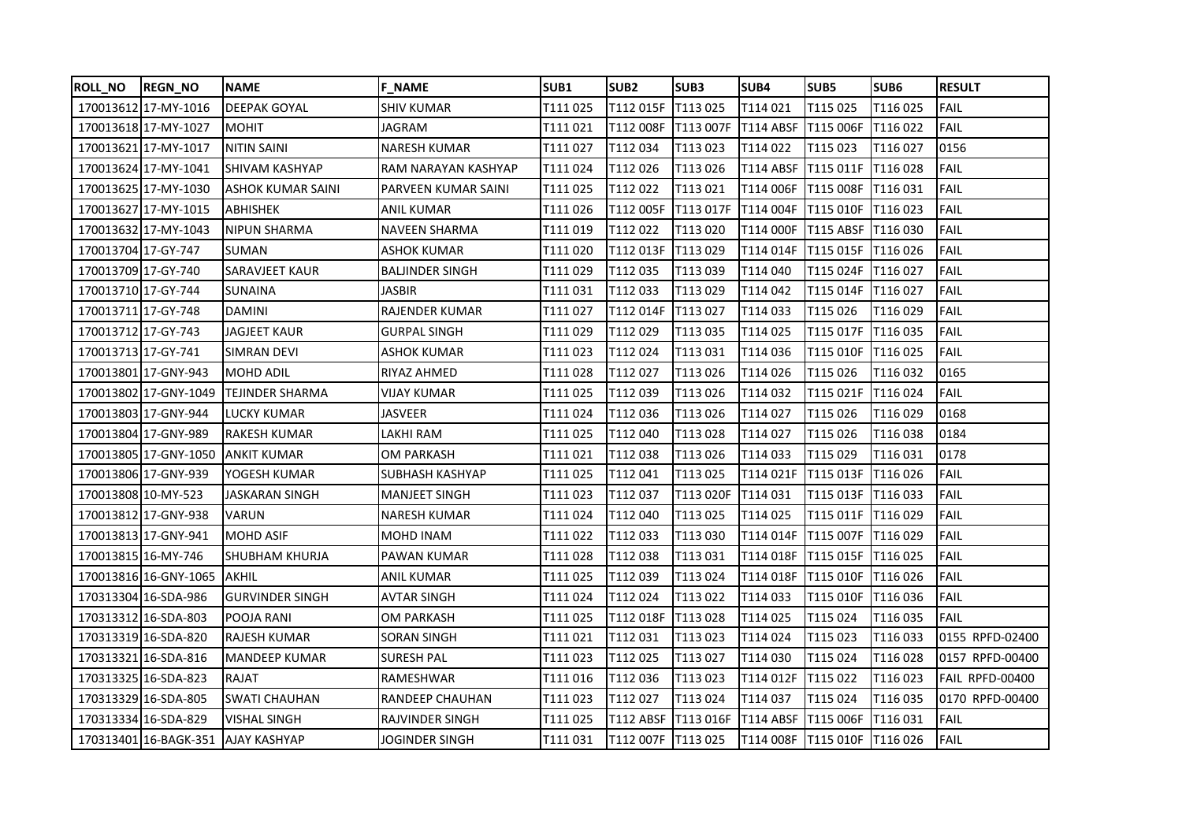| ROLL_NO | REGN_NO | NAME | F_NAME | SUB1 | SUB2 | SUB3 | SUB4 | SUB5 | SUB6 | RESULT |
|---|---|---|---|---|---|---|---|---|---|---|
| 170013612 | 17-MY-1016 | DEEPAK GOYAL | SHIV KUMAR | T111 025 | T112 015F | T113 025 | T114 021 | T115 025 | T116 025 | FAIL |
| 170013618 | 17-MY-1027 | MOHIT | JAGRAM | T111 021 | T112 008F | T113 007F | T114 ABSF | T115 006F | T116 022 | FAIL |
| 170013621 | 17-MY-1017 | NITIN SAINI | NARESH KUMAR | T111 027 | T112 034 | T113 023 | T114 022 | T115 023 | T116 027 | 0156 |
| 170013624 | 17-MY-1041 | SHIVAM KASHYAP | RAM NARAYAN KASHYAP | T111 024 | T112 026 | T113 026 | T114 ABSF | T115 011F | T116 028 | FAIL |
| 170013625 | 17-MY-1030 | ASHOK KUMAR SAINI | PARVEEN KUMAR SAINI | T111 025 | T112 022 | T113 021 | T114 006F | T115 008F | T116 031 | FAIL |
| 170013627 | 17-MY-1015 | ABHISHEK | ANIL KUMAR | T111 026 | T112 005F | T113 017F | T114 004F | T115 010F | T116 023 | FAIL |
| 170013632 | 17-MY-1043 | NIPUN SHARMA | NAVEEN SHARMA | T111 019 | T112 022 | T113 020 | T114 000F | T115 ABSF | T116 030 | FAIL |
| 170013704 | 17-GY-747 | SUMAN | ASHOK KUMAR | T111 020 | T112 013F | T113 029 | T114 014F | T115 015F | T116 026 | FAIL |
| 170013709 | 17-GY-740 | SARAVJEET KAUR | BALJINDER SINGH | T111 029 | T112 035 | T113 039 | T114 040 | T115 024F | T116 027 | FAIL |
| 170013710 | 17-GY-744 | SUNAINA | JASBIR | T111 031 | T112 033 | T113 029 | T114 042 | T115 014F | T116 027 | FAIL |
| 170013711 | 17-GY-748 | DAMINI | RAJENDER KUMAR | T111 027 | T112 014F | T113 027 | T114 033 | T115 026 | T116 029 | FAIL |
| 170013712 | 17-GY-743 | JAGJEET KAUR | GURPAL SINGH | T111 029 | T112 029 | T113 035 | T114 025 | T115 017F | T116 035 | FAIL |
| 170013713 | 17-GY-741 | SIMRAN DEVI | ASHOK KUMAR | T111 023 | T112 024 | T113 031 | T114 036 | T115 010F | T116 025 | FAIL |
| 170013801 | 17-GNY-943 | MOHD ADIL | RIYAZ AHMED | T111 028 | T112 027 | T113 026 | T114 026 | T115 026 | T116 032 | 0165 |
| 170013802 | 17-GNY-1049 | TEJINDER SHARMA | VIJAY KUMAR | T111 025 | T112 039 | T113 026 | T114 032 | T115 021F | T116 024 | FAIL |
| 170013803 | 17-GNY-944 | LUCKY KUMAR | JASVEER | T111 024 | T112 036 | T113 026 | T114 027 | T115 026 | T116 029 | 0168 |
| 170013804 | 17-GNY-989 | RAKESH KUMAR | LAKHI RAM | T111 025 | T112 040 | T113 028 | T114 027 | T115 026 | T116 038 | 0184 |
| 170013805 | 17-GNY-1050 | ANKIT KUMAR | OM PARKASH | T111 021 | T112 038 | T113 026 | T114 033 | T115 029 | T116 031 | 0178 |
| 170013806 | 17-GNY-939 | YOGESH KUMAR | SUBHASH KASHYAP | T111 025 | T112 041 | T113 025 | T114 021F | T115 013F | T116 026 | FAIL |
| 170013808 | 10-MY-523 | JASKARAN SINGH | MANJEET SINGH | T111 023 | T112 037 | T113 020F | T114 031 | T115 013F | T116 033 | FAIL |
| 170013812 | 17-GNY-938 | VARUN | NARESH KUMAR | T111 024 | T112 040 | T113 025 | T114 025 | T115 011F | T116 029 | FAIL |
| 170013813 | 17-GNY-941 | MOHD ASIF | MOHD INAM | T111 022 | T112 033 | T113 030 | T114 014F | T115 007F | T116 029 | FAIL |
| 170013815 | 16-MY-746 | SHUBHAM KHURJA | PAWAN KUMAR | T111 028 | T112 038 | T113 031 | T114 018F | T115 015F | T116 025 | FAIL |
| 170013816 | 16-GNY-1065 | AKHIL | ANIL KUMAR | T111 025 | T112 039 | T113 024 | T114 018F | T115 010F | T116 026 | FAIL |
| 170313304 | 16-SDA-986 | GURVINDER SINGH | AVTAR SINGH | T111 024 | T112 024 | T113 022 | T114 033 | T115 010F | T116 036 | FAIL |
| 170313312 | 16-SDA-803 | POOJA RANI | OM PARKASH | T111 025 | T112 018F | T113 028 | T114 025 | T115 024 | T116 035 | FAIL |
| 170313319 | 16-SDA-820 | RAJESH KUMAR | SORAN SINGH | T111 021 | T112 031 | T113 023 | T114 024 | T115 023 | T116 033 | 0155 RPFD-02400 |
| 170313321 | 16-SDA-816 | MANDEEP KUMAR | SURESH PAL | T111 023 | T112 025 | T113 027 | T114 030 | T115 024 | T116 028 | 0157 RPFD-00400 |
| 170313325 | 16-SDA-823 | RAJAT | RAMESHWAR | T111 016 | T112 036 | T113 023 | T114 012F | T115 022 | T116 023 | FAIL RPFD-00400 |
| 170313329 | 16-SDA-805 | SWATI CHAUHAN | RANDEEP CHAUHAN | T111 023 | T112 027 | T113 024 | T114 037 | T115 024 | T116 035 | 0170 RPFD-00400 |
| 170313334 | 16-SDA-829 | VISHAL SINGH | RAJVINDER SINGH | T111 025 | T112 ABSF | T113 016F | T114 ABSF | T115 006F | T116 031 | FAIL |
| 170313401 | 16-BAGK-351 | AJAY KASHYAP | JOGINDER SINGH | T111 031 | T112 007F | T113 025 | T114 008F | T115 010F | T116 026 | FAIL |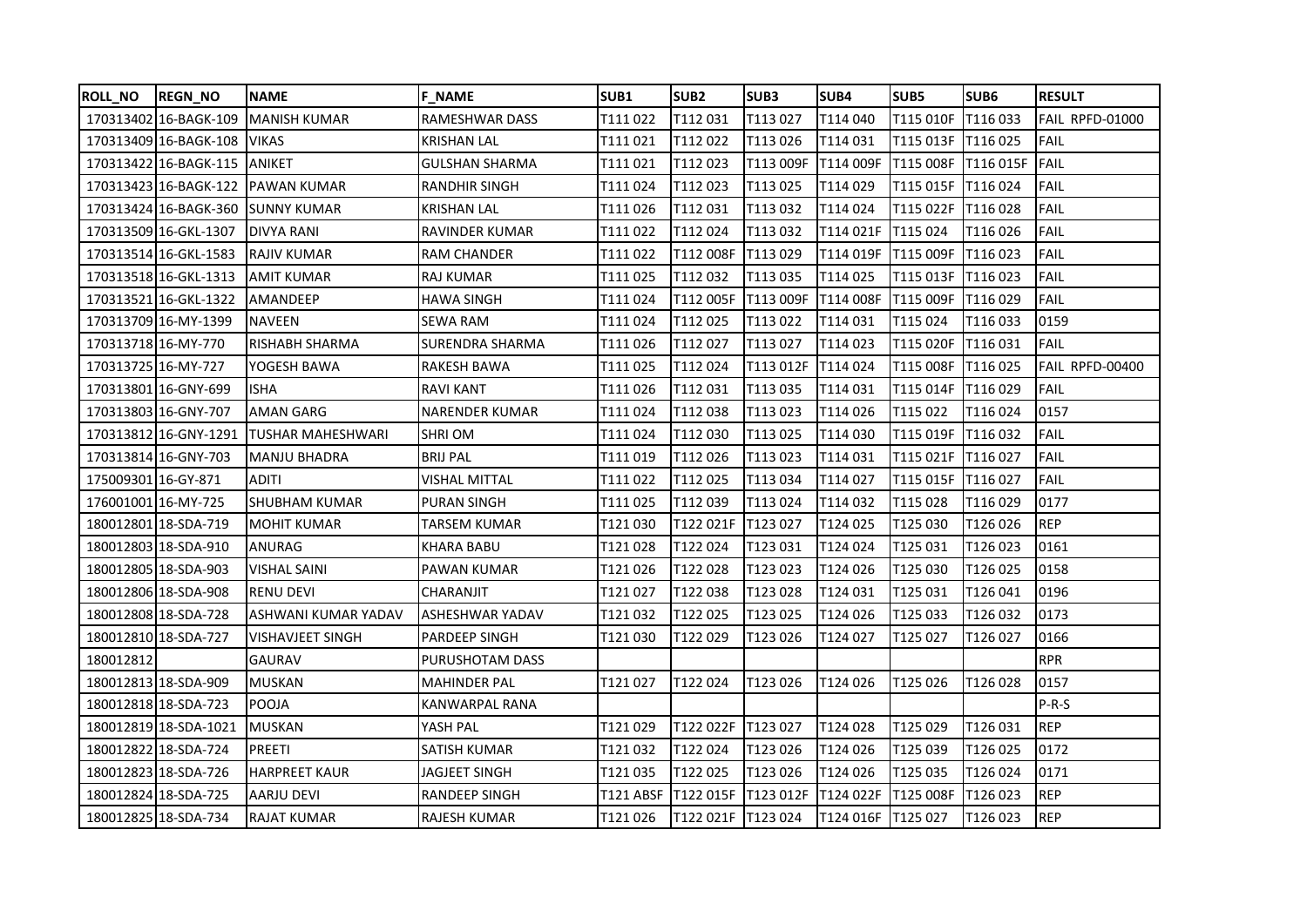| ROLL_NO | REGN_NO | NAME | F_NAME | SUB1 | SUB2 | SUB3 | SUB4 | SUB5 | SUB6 | RESULT |
|---|---|---|---|---|---|---|---|---|---|---|
| 170313402 | 16-BAGK-109 | MANISH KUMAR | RAMESHWAR DASS | T111 022 | T112 031 | T113 027 | T114 040 | T115 010F | T116 033 | FAIL RPFD-01000 |
| 170313409 | 16-BAGK-108 | VIKAS | KRISHAN LAL | T111 021 | T112 022 | T113 026 | T114 031 | T115 013F | T116 025 | FAIL |
| 170313422 | 16-BAGK-115 | ANIKET | GULSHAN SHARMA | T111 021 | T112 023 | T113 009F | T114 009F | T115 008F | T116 015F | FAIL |
| 170313423 | 16-BAGK-122 | PAWAN KUMAR | RANDHIR SINGH | T111 024 | T112 023 | T113 025 | T114 029 | T115 015F | T116 024 | FAIL |
| 170313424 | 16-BAGK-360 | SUNNY KUMAR | KRISHAN LAL | T111 026 | T112 031 | T113 032 | T114 024 | T115 022F | T116 028 | FAIL |
| 170313509 | 16-GKL-1307 | DIVYA RANI | RAVINDER KUMAR | T111 022 | T112 024 | T113 032 | T114 021F | T115 024 | T116 026 | FAIL |
| 170313514 | 16-GKL-1583 | RAJIV KUMAR | RAM CHANDER | T111 022 | T112 008F | T113 029 | T114 019F | T115 009F | T116 023 | FAIL |
| 170313518 | 16-GKL-1313 | AMIT KUMAR | RAJ KUMAR | T111 025 | T112 032 | T113 035 | T114 025 | T115 013F | T116 023 | FAIL |
| 170313521 | 16-GKL-1322 | AMANDEEP | HAWA SINGH | T111 024 | T112 005F | T113 009F | T114 008F | T115 009F | T116 029 | FAIL |
| 170313709 | 16-MY-1399 | NAVEEN | SEWA RAM | T111 024 | T112 025 | T113 022 | T114 031 | T115 024 | T116 033 | 0159 |
| 170313718 | 16-MY-770 | RISHABH SHARMA | SURENDRA SHARMA | T111 026 | T112 027 | T113 027 | T114 023 | T115 020F | T116 031 | FAIL |
| 170313725 | 16-MY-727 | YOGESH BAWA | RAKESH BAWA | T111 025 | T112 024 | T113 012F | T114 024 | T115 008F | T116 025 | FAIL RPFD-00400 |
| 170313801 | 16-GNY-699 | ISHA | RAVI KANT | T111 026 | T112 031 | T113 035 | T114 031 | T115 014F | T116 029 | FAIL |
| 170313803 | 16-GNY-707 | AMAN GARG | NARENDER KUMAR | T111 024 | T112 038 | T113 023 | T114 026 | T115 022 | T116 024 | 0157 |
| 170313812 | 16-GNY-1291 | TUSHAR MAHESHWARI | SHRI OM | T111 024 | T112 030 | T113 025 | T114 030 | T115 019F | T116 032 | FAIL |
| 170313814 | 16-GNY-703 | MANJU BHADRA | BRIJ PAL | T111 019 | T112 026 | T113 023 | T114 031 | T115 021F | T116 027 | FAIL |
| 175009301 | 16-GY-871 | ADITI | VISHAL MITTAL | T111 022 | T112 025 | T113 034 | T114 027 | T115 015F | T116 027 | FAIL |
| 176001001 | 16-MY-725 | SHUBHAM KUMAR | PURAN SINGH | T111 025 | T112 039 | T113 024 | T114 032 | T115 028 | T116 029 | 0177 |
| 180012801 | 18-SDA-719 | MOHIT KUMAR | TARSEM KUMAR | T121 030 | T122 021F | T123 027 | T124 025 | T125 030 | T126 026 | REP |
| 180012803 | 18-SDA-910 | ANURAG | KHARA BABU | T121 028 | T122 024 | T123 031 | T124 024 | T125 031 | T126 023 | 0161 |
| 180012805 | 18-SDA-903 | VISHAL SAINI | PAWAN KUMAR | T121 026 | T122 028 | T123 023 | T124 026 | T125 030 | T126 025 | 0158 |
| 180012806 | 18-SDA-908 | RENU DEVI | CHARANJIT | T121 027 | T122 038 | T123 028 | T124 031 | T125 031 | T126 041 | 0196 |
| 180012808 | 18-SDA-728 | ASHWANI KUMAR YADAV | ASHESHWAR YADAV | T121 032 | T122 025 | T123 025 | T124 026 | T125 033 | T126 032 | 0173 |
| 180012810 | 18-SDA-727 | VISHAVJEET SINGH | PARDEEP SINGH | T121 030 | T122 029 | T123 026 | T124 027 | T125 027 | T126 027 | 0166 |
| 180012812 | | GAURAV | PURUSHOTAM DASS | | | | | | | RPR |
| 180012813 | 18-SDA-909 | MUSKAN | MAHINDER PAL | T121 027 | T122 024 | T123 026 | T124 026 | T125 026 | T126 028 | 0157 |
| 180012818 | 18-SDA-723 | POOJA | KANWARPAL RANA | | | | | | | P-R-S |
| 180012819 | 18-SDA-1021 | MUSKAN | YASH PAL | T121 029 | T122 022F | T123 027 | T124 028 | T125 029 | T126 031 | REP |
| 180012822 | 18-SDA-724 | PREETI | SATISH KUMAR | T121 032 | T122 024 | T123 026 | T124 026 | T125 039 | T126 025 | 0172 |
| 180012823 | 18-SDA-726 | HARPREET KAUR | JAGJEET SINGH | T121 035 | T122 025 | T123 026 | T124 026 | T125 035 | T126 024 | 0171 |
| 180012824 | 18-SDA-725 | AARJU DEVI | RANDEEP SINGH | T121 ABSF | T122 015F | T123 012F | T124 022F | T125 008F | T126 023 | REP |
| 180012825 | 18-SDA-734 | RAJAT KUMAR | RAJESH KUMAR | T121 026 | T122 021F | T123 024 | T124 016F | T125 027 | T126 023 | REP |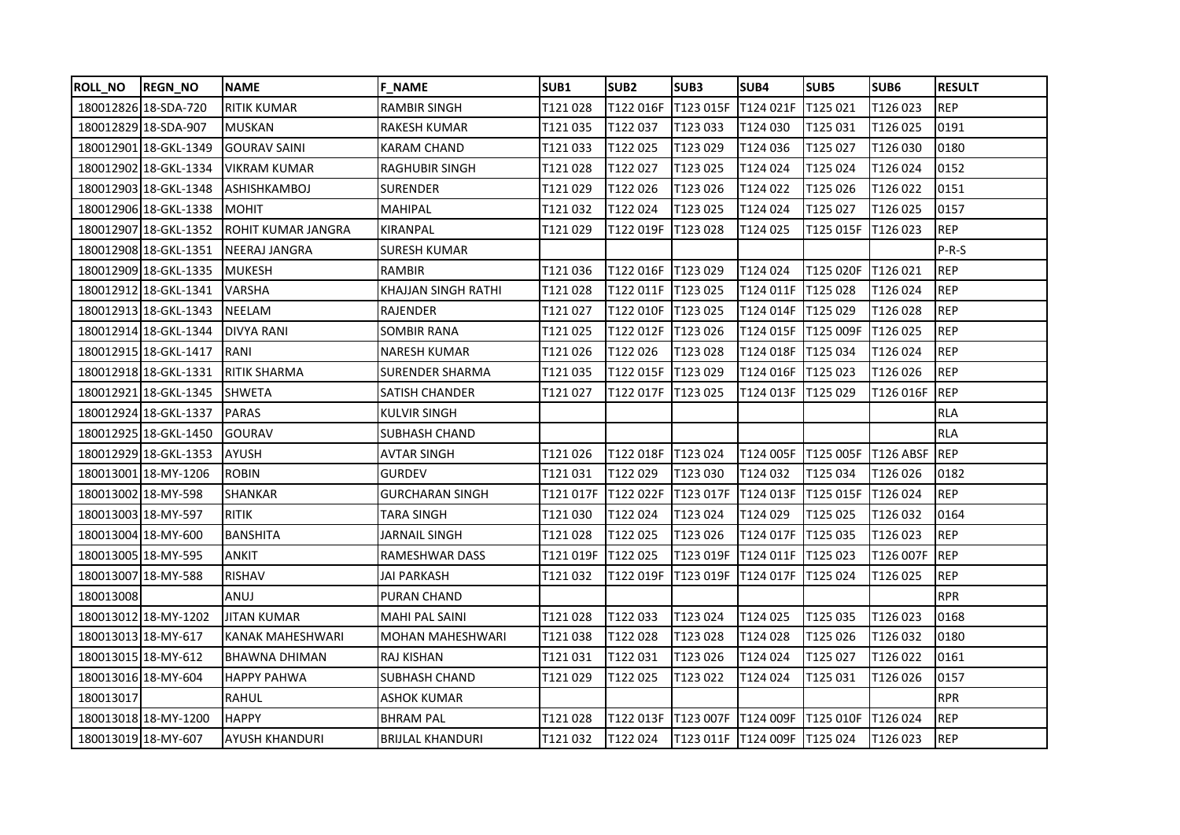| ROLL_NO | REGN_NO | NAME | F_NAME | SUB1 | SUB2 | SUB3 | SUB4 | SUB5 | SUB6 | RESULT |
|---|---|---|---|---|---|---|---|---|---|---|
| 180012826 | 18-SDA-720 | RITIK KUMAR | RAMBIR SINGH | T121 028 | T122 016F | T123 015F | T124 021F | T125 021 | T126 023 | REP |
| 180012829 | 18-SDA-907 | MUSKAN | RAKESH KUMAR | T121 035 | T122 037 | T123 033 | T124 030 | T125 031 | T126 025 | 0191 |
| 180012901 | 18-GKL-1349 | GOURAV SAINI | KARAM CHAND | T121 033 | T122 025 | T123 029 | T124 036 | T125 027 | T126 030 | 0180 |
| 180012902 | 18-GKL-1334 | VIKRAM KUMAR | RAGHUBIR SINGH | T121 028 | T122 027 | T123 025 | T124 024 | T125 024 | T126 024 | 0152 |
| 180012903 | 18-GKL-1348 | ASHISHKAMBOJ | SURENDER | T121 029 | T122 026 | T123 026 | T124 022 | T125 026 | T126 022 | 0151 |
| 180012906 | 18-GKL-1338 | MOHIT | MAHIPAL | T121 032 | T122 024 | T123 025 | T124 024 | T125 027 | T126 025 | 0157 |
| 180012907 | 18-GKL-1352 | ROHIT KUMAR JANGRA | KIRANPAL | T121 029 | T122 019F | T123 028 | T124 025 | T125 015F | T126 023 | REP |
| 180012908 | 18-GKL-1351 | NEERAJ JANGRA | SURESH KUMAR | | | | | | | P-R-S |
| 180012909 | 18-GKL-1335 | MUKESH | RAMBIR | T121 036 | T122 016F | T123 029 | T124 024 | T125 020F | T126 021 | REP |
| 180012912 | 18-GKL-1341 | VARSHA | KHAJJAN SINGH RATHI | T121 028 | T122 011F | T123 025 | T124 011F | T125 028 | T126 024 | REP |
| 180012913 | 18-GKL-1343 | NEELAM | RAJENDER | T121 027 | T122 010F | T123 025 | T124 014F | T125 029 | T126 028 | REP |
| 180012914 | 18-GKL-1344 | DIVYA RANI | SOMBIR RANA | T121 025 | T122 012F | T123 026 | T124 015F | T125 009F | T126 025 | REP |
| 180012915 | 18-GKL-1417 | RANI | NARESH KUMAR | T121 026 | T122 026 | T123 028 | T124 018F | T125 034 | T126 024 | REP |
| 180012918 | 18-GKL-1331 | RITIK SHARMA | SURENDER SHARMA | T121 035 | T122 015F | T123 029 | T124 016F | T125 023 | T126 026 | REP |
| 180012921 | 18-GKL-1345 | SHWETA | SATISH CHANDER | T121 027 | T122 017F | T123 025 | T124 013F | T125 029 | T126 016F | REP |
| 180012924 | 18-GKL-1337 | PARAS | KULVIR SINGH | | | | | | | RLA |
| 180012925 | 18-GKL-1450 | GOURAV | SUBHASH CHAND | | | | | | | RLA |
| 180012929 | 18-GKL-1353 | AYUSH | AVTAR SINGH | T121 026 | T122 018F | T123 024 | T124 005F | T125 005F | T126 ABSF | REP |
| 180013001 | 18-MY-1206 | ROBIN | GURDEV | T121 031 | T122 029 | T123 030 | T124 032 | T125 034 | T126 026 | 0182 |
| 180013002 | 18-MY-598 | SHANKAR | GURCHARAN SINGH | T121 017F | T122 022F | T123 017F | T124 013F | T125 015F | T126 024 | REP |
| 180013003 | 18-MY-597 | RITIK | TARA SINGH | T121 030 | T122 024 | T123 024 | T124 029 | T125 025 | T126 032 | 0164 |
| 180013004 | 18-MY-600 | BANSHITA | JARNAIL SINGH | T121 028 | T122 025 | T123 026 | T124 017F | T125 035 | T126 023 | REP |
| 180013005 | 18-MY-595 | ANKIT | RAMESHWAR DASS | T121 019F | T122 025 | T123 019F | T124 011F | T125 023 | T126 007F | REP |
| 180013007 | 18-MY-588 | RISHAV | JAI PARKASH | T121 032 | T122 019F | T123 019F | T124 017F | T125 024 | T126 025 | REP |
| 180013008 | | ANUJ | PURAN CHAND | | | | | | | RPR |
| 180013012 | 18-MY-1202 | JITAN KUMAR | MAHI PAL SAINI | T121 028 | T122 033 | T123 024 | T124 025 | T125 035 | T126 023 | 0168 |
| 180013013 | 18-MY-617 | KANAK MAHESHWARI | MOHAN MAHESHWARI | T121 038 | T122 028 | T123 028 | T124 028 | T125 026 | T126 032 | 0180 |
| 180013015 | 18-MY-612 | BHAWNA DHIMAN | RAJ KISHAN | T121 031 | T122 031 | T123 026 | T124 024 | T125 027 | T126 022 | 0161 |
| 180013016 | 18-MY-604 | HAPPY PAHWA | SUBHASH CHAND | T121 029 | T122 025 | T123 022 | T124 024 | T125 031 | T126 026 | 0157 |
| 180013017 | | RAHUL | ASHOK KUMAR | | | | | | | RPR |
| 180013018 | 18-MY-1200 | HAPPY | BHRAM PAL | T121 028 | T122 013F | T123 007F | T124 009F | T125 010F | T126 024 | REP |
| 180013019 | 18-MY-607 | AYUSH KHANDURI | BRIJLAL KHANDURI | T121 032 | T122 024 | T123 011F | T124 009F | T125 024 | T126 023 | REP |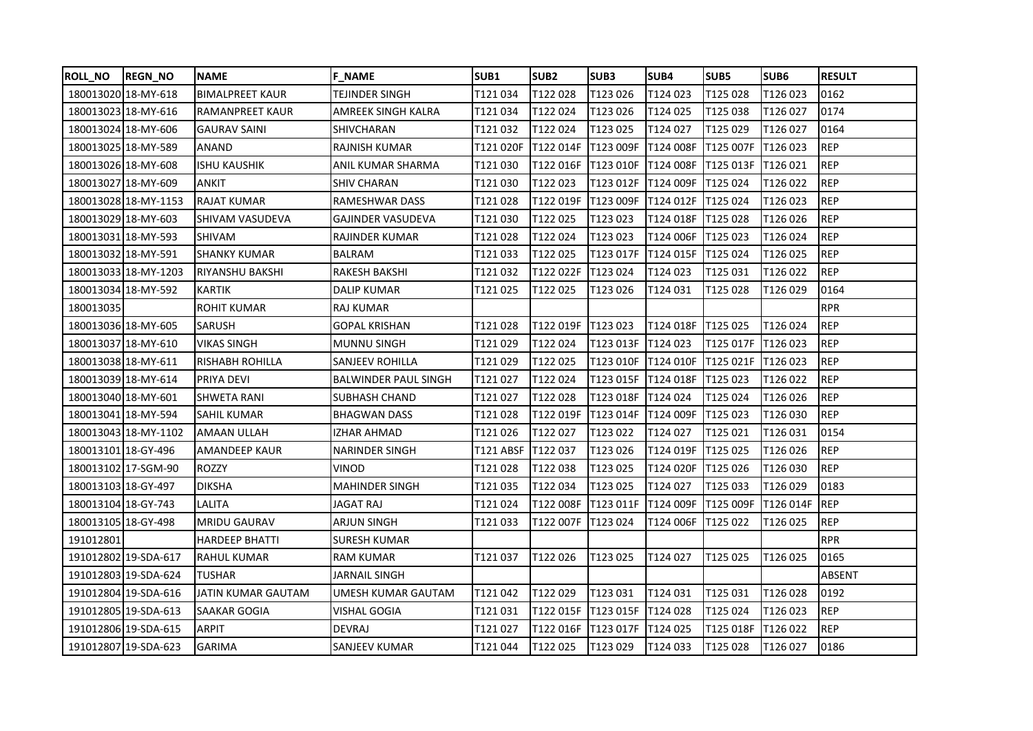| ROLL_NO | REGN_NO | NAME | F_NAME | SUB1 | SUB2 | SUB3 | SUB4 | SUB5 | SUB6 | RESULT |
|---|---|---|---|---|---|---|---|---|---|---|
| 180013020 | 18-MY-618 | BIMALPREET KAUR | TEJINDER SINGH | T121 034 | T122 028 | T123 026 | T124 023 | T125 028 | T126 023 | 0162 |
| 180013023 | 18-MY-616 | RAMANPREET KAUR | AMREEK SINGH KALRA | T121 034 | T122 024 | T123 026 | T124 025 | T125 038 | T126 027 | 0174 |
| 180013024 | 18-MY-606 | GAURAV SAINI | SHIVCHARAN | T121 032 | T122 024 | T123 025 | T124 027 | T125 029 | T126 027 | 0164 |
| 180013025 | 18-MY-589 | ANAND | RAJNISH KUMAR | T121 020F | T122 014F | T123 009F | T124 008F | T125 007F | T126 023 | REP |
| 180013026 | 18-MY-608 | ISHU KAUSHIK | ANIL KUMAR SHARMA | T121 030 | T122 016F | T123 010F | T124 008F | T125 013F | T126 021 | REP |
| 180013027 | 18-MY-609 | ANKIT | SHIV CHARAN | T121 030 | T122 023 | T123 012F | T124 009F | T125 024 | T126 022 | REP |
| 180013028 | 18-MY-1153 | RAJAT KUMAR | RAMESHWAR DASS | T121 028 | T122 019F | T123 009F | T124 012F | T125 024 | T126 023 | REP |
| 180013029 | 18-MY-603 | SHIVAM VASUDEVA | GAJINDER VASUDEVA | T121 030 | T122 025 | T123 023 | T124 018F | T125 028 | T126 026 | REP |
| 180013031 | 18-MY-593 | SHIVAM | RAJINDER KUMAR | T121 028 | T122 024 | T123 023 | T124 006F | T125 023 | T126 024 | REP |
| 180013032 | 18-MY-591 | SHANKY KUMAR | BALRAM | T121 033 | T122 025 | T123 017F | T124 015F | T125 024 | T126 025 | REP |
| 180013033 | 18-MY-1203 | RIYANSHU BAKSHI | RAKESH BAKSHI | T121 032 | T122 022F | T123 024 | T124 023 | T125 031 | T126 022 | REP |
| 180013034 | 18-MY-592 | KARTIK | DALIP KUMAR | T121 025 | T122 025 | T123 026 | T124 031 | T125 028 | T126 029 | 0164 |
| 180013035 | | ROHIT KUMAR | RAJ KUMAR | | | | | | | RPR |
| 180013036 | 18-MY-605 | SARUSH | GOPAL KRISHAN | T121 028 | T122 019F | T123 023 | T124 018F | T125 025 | T126 024 | REP |
| 180013037 | 18-MY-610 | VIKAS SINGH | MUNNU SINGH | T121 029 | T122 024 | T123 013F | T124 023 | T125 017F | T126 023 | REP |
| 180013038 | 18-MY-611 | RISHABH ROHILLA | SANJEEV ROHILLA | T121 029 | T122 025 | T123 010F | T124 010F | T125 021F | T126 023 | REP |
| 180013039 | 18-MY-614 | PRIYA DEVI | BALWINDER PAUL SINGH | T121 027 | T122 024 | T123 015F | T124 018F | T125 023 | T126 022 | REP |
| 180013040 | 18-MY-601 | SHWETA RANI | SUBHASH CHAND | T121 027 | T122 028 | T123 018F | T124 024 | T125 024 | T126 026 | REP |
| 180013041 | 18-MY-594 | SAHIL KUMAR | BHAGWAN DASS | T121 028 | T122 019F | T123 014F | T124 009F | T125 023 | T126 030 | REP |
| 180013043 | 18-MY-1102 | AMAAN ULLAH | IZHAR AHMAD | T121 026 | T122 027 | T123 022 | T124 027 | T125 021 | T126 031 | 0154 |
| 180013101 | 18-GY-496 | AMANDEEP KAUR | NARINDER SINGH | T121 ABSF | T122 037 | T123 026 | T124 019F | T125 025 | T126 026 | REP |
| 180013102 | 17-SGM-90 | ROZZY | VINOD | T121 028 | T122 038 | T123 025 | T124 020F | T125 026 | T126 030 | REP |
| 180013103 | 18-GY-497 | DIKSHA | MAHINDER SINGH | T121 035 | T122 034 | T123 025 | T124 027 | T125 033 | T126 029 | 0183 |
| 180013104 | 18-GY-743 | LALITA | JAGAT RAJ | T121 024 | T122 008F | T123 011F | T124 009F | T125 009F | T126 014F | REP |
| 180013105 | 18-GY-498 | MRIDU GAURAV | ARJUN SINGH | T121 033 | T122 007F | T123 024 | T124 006F | T125 022 | T126 025 | REP |
| 191012801 | | HARDEEP BHATTI | SURESH KUMAR | | | | | | | RPR |
| 191012802 | 19-SDA-617 | RAHUL KUMAR | RAM KUMAR | T121 037 | T122 026 | T123 025 | T124 027 | T125 025 | T126 025 | 0165 |
| 191012803 | 19-SDA-624 | TUSHAR | JARNAIL SINGH | | | | | | | ABSENT |
| 191012804 | 19-SDA-616 | JATIN KUMAR GAUTAM | UMESH KUMAR GAUTAM | T121 042 | T122 029 | T123 031 | T124 031 | T125 031 | T126 028 | 0192 |
| 191012805 | 19-SDA-613 | SAAKAR GOGIA | VISHAL GOGIA | T121 031 | T122 015F | T123 015F | T124 028 | T125 024 | T126 023 | REP |
| 191012806 | 19-SDA-615 | ARPIT | DEVRAJ | T121 027 | T122 016F | T123 017F | T124 025 | T125 018F | T126 022 | REP |
| 191012807 | 19-SDA-623 | GARIMA | SANJEEV KUMAR | T121 044 | T122 025 | T123 029 | T124 033 | T125 028 | T126 027 | 0186 |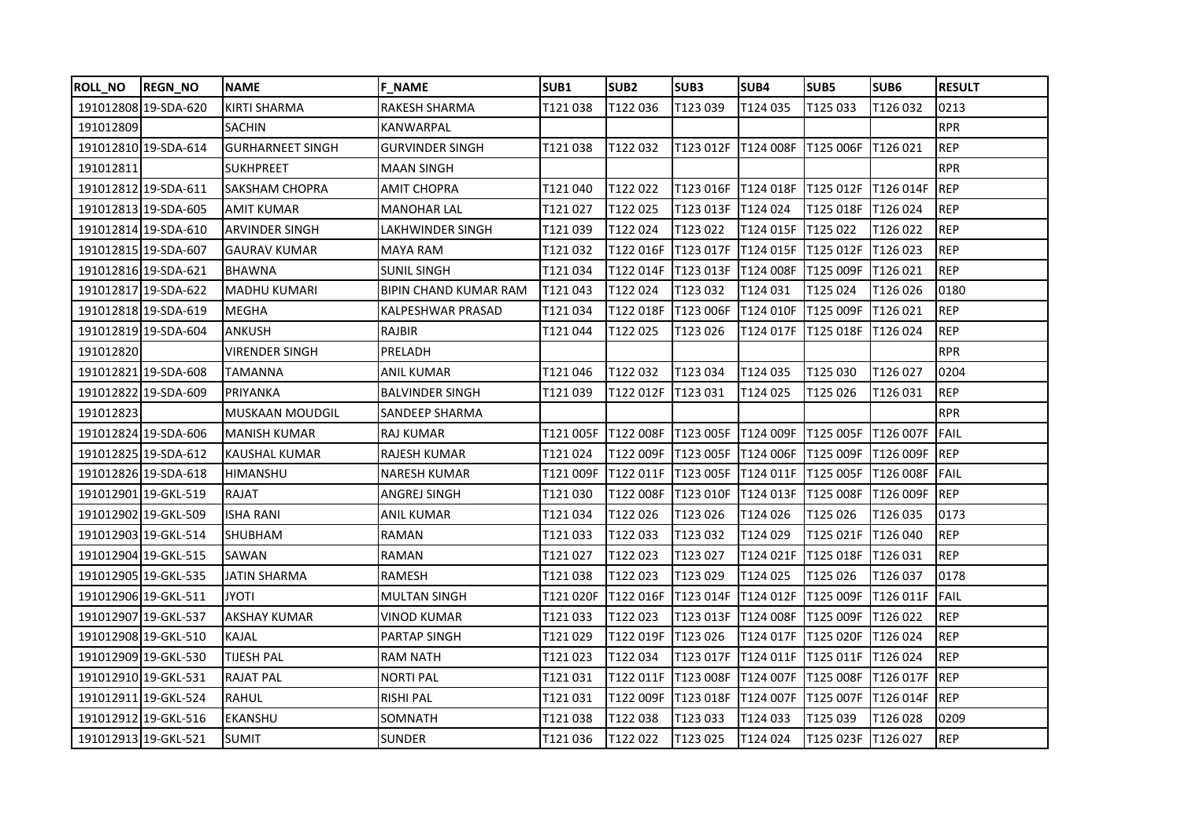| ROLL_NO | REGN_NO | NAME | F_NAME | SUB1 | SUB2 | SUB3 | SUB4 | SUB5 | SUB6 | RESULT |
|---|---|---|---|---|---|---|---|---|---|---|
| 191012808 | 19-SDA-620 | KIRTI SHARMA | RAKESH SHARMA | T121 038 | T122 036 | T123 039 | T124 035 | T125 033 | T126 032 | 0213 |
| 191012809 | | SACHIN | KANWARPAL | | | | | | | RPR |
| 191012810 | 19-SDA-614 | GURHARNEET SINGH | GURVINDER SINGH | T121 038 | T122 032 | T123 012F | T124 008F | T125 006F | T126 021 | REP |
| 191012811 | | SUKHPREET | MAAN SINGH | | | | | | | RPR |
| 191012812 | 19-SDA-611 | SAKSHAM CHOPRA | AMIT CHOPRA | T121 040 | T122 022 | T123 016F | T124 018F | T125 012F | T126 014F | REP |
| 191012813 | 19-SDA-605 | AMIT KUMAR | MANOHAR LAL | T121 027 | T122 025 | T123 013F | T124 024 | T125 018F | T126 024 | REP |
| 191012814 | 19-SDA-610 | ARVINDER SINGH | LAKHWINDER SINGH | T121 039 | T122 024 | T123 022 | T124 015F | T125 022 | T126 022 | REP |
| 191012815 | 19-SDA-607 | GAURAV KUMAR | MAYA RAM | T121 032 | T122 016F | T123 017F | T124 015F | T125 012F | T126 023 | REP |
| 191012816 | 19-SDA-621 | BHAWNA | SUNIL SINGH | T121 034 | T122 014F | T123 013F | T124 008F | T125 009F | T126 021 | REP |
| 191012817 | 19-SDA-622 | MADHU KUMARI | BIPIN CHAND KUMAR RAM | T121 043 | T122 024 | T123 032 | T124 031 | T125 024 | T126 026 | 0180 |
| 191012818 | 19-SDA-619 | MEGHA | KALPESHWAR PRASAD | T121 034 | T122 018F | T123 006F | T124 010F | T125 009F | T126 021 | REP |
| 191012819 | 19-SDA-604 | ANKUSH | RAJBIR | T121 044 | T122 025 | T123 026 | T124 017F | T125 018F | T126 024 | REP |
| 191012820 | | VIRENDER SINGH | PRELADH | | | | | | | RPR |
| 191012821 | 19-SDA-608 | TAMANNA | ANIL KUMAR | T121 046 | T122 032 | T123 034 | T124 035 | T125 030 | T126 027 | 0204 |
| 191012822 | 19-SDA-609 | PRIYANKA | BALVINDER SINGH | T121 039 | T122 012F | T123 031 | T124 025 | T125 026 | T126 031 | REP |
| 191012823 | | MUSKAAN MOUDGIL | SANDEEP SHARMA | | | | | | | RPR |
| 191012824 | 19-SDA-606 | MANISH KUMAR | RAJ KUMAR | T121 005F | T122 008F | T123 005F | T124 009F | T125 005F | T126 007F | FAIL |
| 191012825 | 19-SDA-612 | KAUSHAL KUMAR | RAJESH KUMAR | T121 024 | T122 009F | T123 005F | T124 006F | T125 009F | T126 009F | REP |
| 191012826 | 19-SDA-618 | HIMANSHU | NARESH KUMAR | T121 009F | T122 011F | T123 005F | T124 011F | T125 005F | T126 008F | FAIL |
| 191012901 | 19-GKL-519 | RAJAT | ANGREJ SINGH | T121 030 | T122 008F | T123 010F | T124 013F | T125 008F | T126 009F | REP |
| 191012902 | 19-GKL-509 | ISHA RANI | ANIL KUMAR | T121 034 | T122 026 | T123 026 | T124 026 | T125 026 | T126 035 | 0173 |
| 191012903 | 19-GKL-514 | SHUBHAM | RAMAN | T121 033 | T122 033 | T123 032 | T124 029 | T125 021F | T126 040 | REP |
| 191012904 | 19-GKL-515 | SAWAN | RAMAN | T121 027 | T122 023 | T123 027 | T124 021F | T125 018F | T126 031 | REP |
| 191012905 | 19-GKL-535 | JATIN SHARMA | RAMESH | T121 038 | T122 023 | T123 029 | T124 025 | T125 026 | T126 037 | 0178 |
| 191012906 | 19-GKL-511 | JYOTI | MULTAN SINGH | T121 020F | T122 016F | T123 014F | T124 012F | T125 009F | T126 011F | FAIL |
| 191012907 | 19-GKL-537 | AKSHAY KUMAR | VINOD KUMAR | T121 033 | T122 023 | T123 013F | T124 008F | T125 009F | T126 022 | REP |
| 191012908 | 19-GKL-510 | KAJAL | PARTAP SINGH | T121 029 | T122 019F | T123 026 | T124 017F | T125 020F | T126 024 | REP |
| 191012909 | 19-GKL-530 | TIJESH PAL | RAM NATH | T121 023 | T122 034 | T123 017F | T124 011F | T125 011F | T126 024 | REP |
| 191012910 | 19-GKL-531 | RAJAT PAL | NORTI PAL | T121 031 | T122 011F | T123 008F | T124 007F | T125 008F | T126 017F | REP |
| 191012911 | 19-GKL-524 | RAHUL | RISHI PAL | T121 031 | T122 009F | T123 018F | T124 007F | T125 007F | T126 014F | REP |
| 191012912 | 19-GKL-516 | EKANSHU | SOMNATH | T121 038 | T122 038 | T123 033 | T124 033 | T125 039 | T126 028 | 0209 |
| 191012913 | 19-GKL-521 | SUMIT | SUNDER | T121 036 | T122 022 | T123 025 | T124 024 | T125 023F | T126 027 | REP |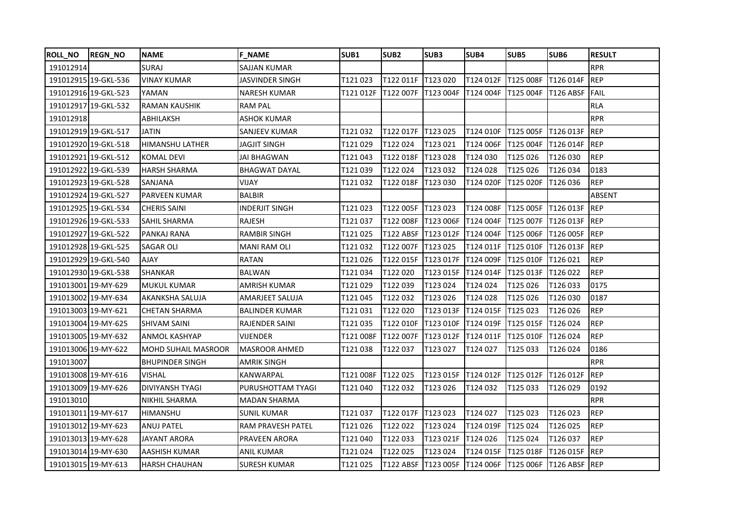| ROLL_NO | REGN_NO | NAME | F_NAME | SUB1 | SUB2 | SUB3 | SUB4 | SUB5 | SUB6 | RESULT |
|---|---|---|---|---|---|---|---|---|---|---|
| 191012914 | | SURAJ | SAJJAN KUMAR | | | | | | | RPR |
| 191012915 | 19-GKL-536 | VINAY KUMAR | JASVINDER SINGH | T121 023 | T122 011F | T123 020 | T124 012F | T125 008F | T126 014F | REP |
| 191012916 | 19-GKL-523 | YAMAN | NARESH KUMAR | T121 012F | T122 007F | T123 004F | T124 004F | T125 004F | T126 ABSF | FAIL |
| 191012917 | 19-GKL-532 | RAMAN KAUSHIK | RAM PAL | | | | | | | RLA |
| 191012918 | | ABHILAKSH | ASHOK KUMAR | | | | | | | RPR |
| 191012919 | 19-GKL-517 | JATIN | SANJEEV KUMAR | T121 032 | T122 017F | T123 025 | T124 010F | T125 005F | T126 013F | REP |
| 191012920 | 19-GKL-518 | HIMANSHU LATHER | JAGJIT SINGH | T121 029 | T122 024 | T123 021 | T124 006F | T125 004F | T126 014F | REP |
| 191012921 | 19-GKL-512 | KOMAL DEVI | JAI BHAGWAN | T121 043 | T122 018F | T123 028 | T124 030 | T125 026 | T126 030 | REP |
| 191012922 | 19-GKL-539 | HARSH SHARMA | BHAGWAT DAYAL | T121 039 | T122 024 | T123 032 | T124 028 | T125 026 | T126 034 | 0183 |
| 191012923 | 19-GKL-528 | SANJANA | VIJAY | T121 032 | T122 018F | T123 030 | T124 020F | T125 020F | T126 036 | REP |
| 191012924 | 19-GKL-527 | PARVEEN KUMAR | BALBIR | | | | | | | ABSENT |
| 191012925 | 19-GKL-534 | CHERIS SAINI | INDERJIT SINGH | T121 023 | T122 005F | T123 023 | T124 008F | T125 005F | T126 013F | REP |
| 191012926 | 19-GKL-533 | SAHIL SHARMA | RAJESH | T121 037 | T122 008F | T123 006F | T124 004F | T125 007F | T126 013F | REP |
| 191012927 | 19-GKL-522 | PANKAJ RANA | RAMBIR SINGH | T121 025 | T122 ABSF | T123 012F | T124 004F | T125 006F | T126 005F | REP |
| 191012928 | 19-GKL-525 | SAGAR OLI | MANI RAM OLI | T121 032 | T122 007F | T123 025 | T124 011F | T125 010F | T126 013F | REP |
| 191012929 | 19-GKL-540 | AJAY | RATAN | T121 026 | T122 015F | T123 017F | T124 009F | T125 010F | T126 021 | REP |
| 191012930 | 19-GKL-538 | SHANKAR | BALWAN | T121 034 | T122 020 | T123 015F | T124 014F | T125 013F | T126 022 | REP |
| 191013001 | 19-MY-629 | MUKUL KUMAR | AMRISH KUMAR | T121 029 | T122 039 | T123 024 | T124 024 | T125 026 | T126 033 | 0175 |
| 191013002 | 19-MY-634 | AKANKSHA SALUJA | AMARJEET SALUJA | T121 045 | T122 032 | T123 026 | T124 028 | T125 026 | T126 030 | 0187 |
| 191013003 | 19-MY-621 | CHETAN SHARMA | BALINDER KUMAR | T121 031 | T122 020 | T123 013F | T124 015F | T125 023 | T126 026 | REP |
| 191013004 | 19-MY-625 | SHIVAM SAINI | RAJENDER SAINI | T121 035 | T122 010F | T123 010F | T124 019F | T125 015F | T126 024 | REP |
| 191013005 | 19-MY-632 | ANMOL KASHYAP | VIJENDER | T121 008F | T122 007F | T123 012F | T124 011F | T125 010F | T126 024 | REP |
| 191013006 | 19-MY-622 | MOHD SUHAIL MASROOR | MASROOR AHMED | T121 038 | T122 037 | T123 027 | T124 027 | T125 033 | T126 024 | 0186 |
| 191013007 | | BHUPINDER SINGH | AMRIK SINGH | | | | | | | RPR |
| 191013008 | 19-MY-616 | VISHAL | KANWARPAL | T121 008F | T122 025 | T123 015F | T124 012F | T125 012F | T126 012F | REP |
| 191013009 | 19-MY-626 | DIVIYANSH TYAGI | PURUSHOTTAM TYAGI | T121 040 | T122 032 | T123 026 | T124 032 | T125 033 | T126 029 | 0192 |
| 191013010 | | NIKHIL SHARMA | MADAN SHARMA | | | | | | | RPR |
| 191013011 | 19-MY-617 | HIMANSHU | SUNIL KUMAR | T121 037 | T122 017F | T123 023 | T124 027 | T125 023 | T126 023 | REP |
| 191013012 | 19-MY-623 | ANUJ PATEL | RAM PRAVESH PATEL | T121 026 | T122 022 | T123 024 | T124 019F | T125 024 | T126 025 | REP |
| 191013013 | 19-MY-628 | JAYANT ARORA | PRAVEEN ARORA | T121 040 | T122 033 | T123 021F | T124 026 | T125 024 | T126 037 | REP |
| 191013014 | 19-MY-630 | AASHISH KUMAR | ANIL KUMAR | T121 024 | T122 025 | T123 024 | T124 015F | T125 018F | T126 015F | REP |
| 191013015 | 19-MY-613 | HARSH CHAUHAN | SURESH KUMAR | T121 025 | T122 ABSF | T123 005F | T124 006F | T125 006F | T126 ABSF | REP |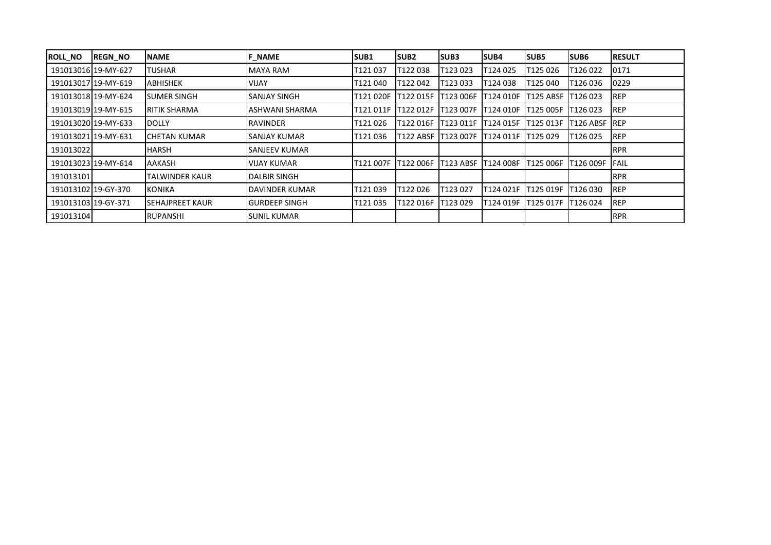| ROLL_NO | REGN_NO | NAME | F_NAME | SUB1 | SUB2 | SUB3 | SUB4 | SUB5 | SUB6 | RESULT |
|---|---|---|---|---|---|---|---|---|---|---|
| 191013016 | 19-MY-627 | TUSHAR | MAYA RAM | T121 037 | T122 038 | T123 023 | T124 025 | T125 026 | T126 022 | 0171 |
| 191013017 | 19-MY-619 | ABHISHEK | VIJAY | T121 040 | T122 042 | T123 033 | T124 038 | T125 040 | T126 036 | 0229 |
| 191013018 | 19-MY-624 | SUMER SINGH | SANJAY SINGH | T121 020F | T122 015F | T123 006F | T124 010F | T125 ABSF | T126 023 | REP |
| 191013019 | 19-MY-615 | RITIK SHARMA | ASHWANI SHARMA | T121 011F | T122 012F | T123 007F | T124 010F | T125 005F | T126 023 | REP |
| 191013020 | 19-MY-633 | DOLLY | RAVINDER | T121 026 | T122 016F | T123 011F | T124 015F | T125 013F | T126 ABSF | REP |
| 191013021 | 19-MY-631 | CHETAN KUMAR | SANJAY KUMAR | T121 036 | T122 ABSF | T123 007F | T124 011F | T125 029 | T126 025 | REP |
| 191013022 | | HARSH | SANJEEV KUMAR | | | | | | | RPR |
| 191013023 | 19-MY-614 | AAKASH | VIJAY KUMAR | T121 007F | T122 006F | T123 ABSF | T124 008F | T125 006F | T126 009F | FAIL |
| 191013101 | | TALWINDER KAUR | DALBIR SINGH | | | | | | | RPR |
| 191013102 | 19-GY-370 | KONIKA | DAVINDER KUMAR | T121 039 | T122 026 | T123 027 | T124 021F | T125 019F | T126 030 | REP |
| 191013103 | 19-GY-371 | SEHAJPREET KAUR | GURDEEP SINGH | T121 035 | T122 016F | T123 029 | T124 019F | T125 017F | T126 024 | REP |
| 191013104 | | RUPANSHI | SUNIL KUMAR | | | | | | | RPR |